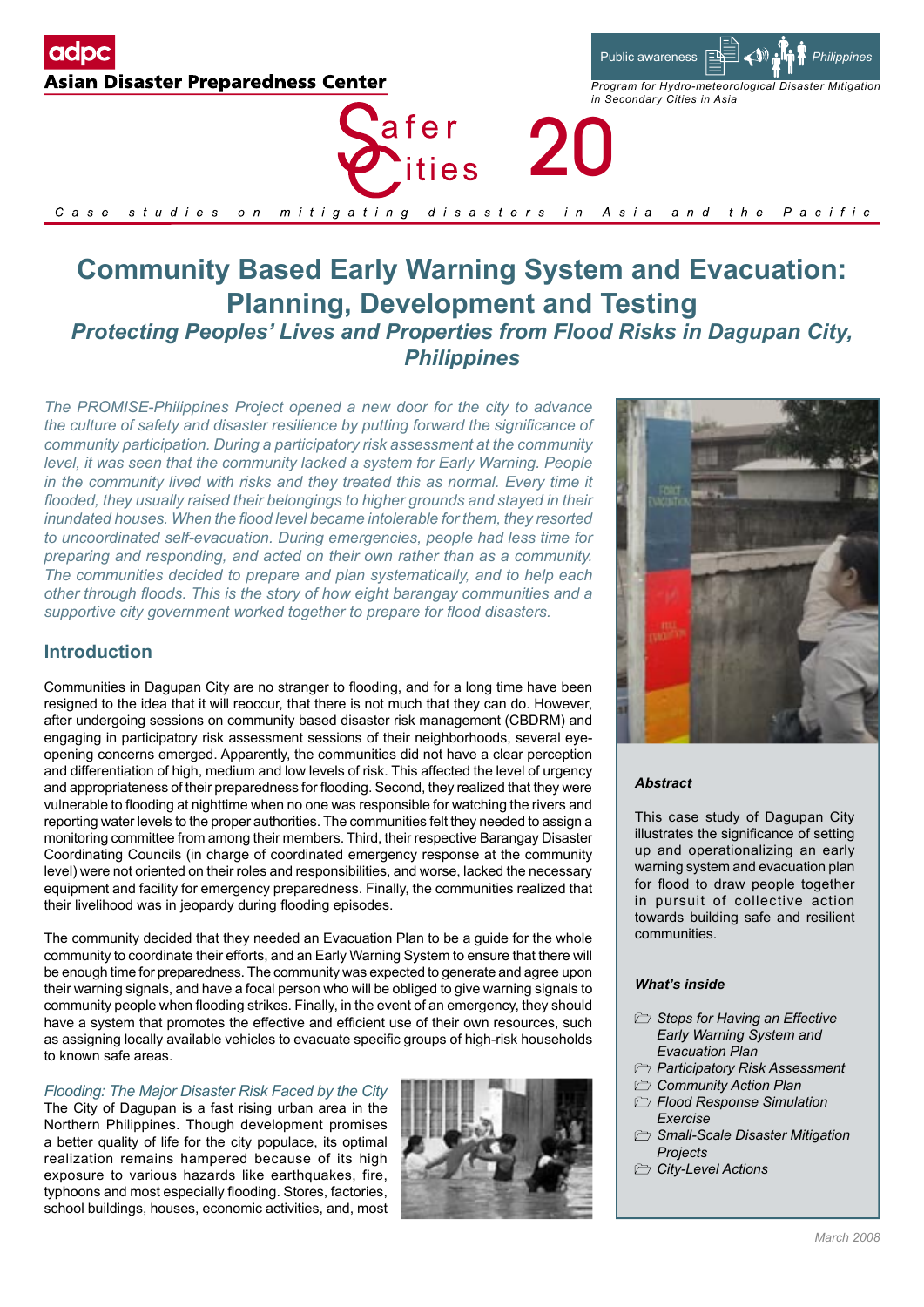adpc
Asian Disaster Preparedness Center

Public awareness | Philippines

Program for Hydro-meteorological Disaster Mitigation in Secondary Cities in Asia

Safer Cities 20

Case studies on mitigating disasters in Asia and the Pacific

# Community Based Early Warning System and Evacuation: Planning, Development and Testing

## *Protecting Peoples' Lives and Properties from Flood Risks in Dagupan City, Philippines*

*The PROMISE-Philippines Project opened a new door for the city to advance the culture of safety and disaster resilience by putting forward the significance of community participation. During a participatory risk assessment at the community level, it was seen that the community lacked a system for Early Warning. People in the community lived with risks and they treated this as normal. Every time it flooded, they usually raised their belongings to higher grounds and stayed in their inundated houses. When the flood level became intolerable for them, they resorted to uncoordinated self-evacuation. During emergencies, people had less time for preparing and responding, and acted on their own rather than as a community. The communities decided to prepare and plan systematically, and to help each other through floods. This is the story of how eight barangay communities and a supportive city government worked together to prepare for flood disasters.*

## Introduction

Communities in Dagupan City are no stranger to flooding, and for a long time have been resigned to the idea that it will reoccur, that there is not much that they can do. However, after undergoing sessions on community based disaster risk management (CBDRM) and engaging in participatory risk assessment sessions of their neighborhoods, several eye-opening concerns emerged. Apparently, the communities did not have a clear perception and differentiation of high, medium and low levels of risk. This affected the level of urgency and appropriateness of their preparedness for flooding. Second, they realized that they were vulnerable to flooding at nighttime when no one was responsible for watching the rivers and reporting water levels to the proper authorities. The communities felt they needed to assign a monitoring committee from among their members. Third, their respective Barangay Disaster Coordinating Councils (in charge of coordinated emergency response at the community level) were not oriented on their roles and responsibilities, and worse, lacked the necessary equipment and facility for emergency preparedness. Finally, the communities realized that their livelihood was in jeopardy during flooding episodes.

The community decided that they needed an Evacuation Plan to be a guide for the whole community to coordinate their efforts, and an Early Warning System to ensure that there will be enough time for preparedness. The community was expected to generate and agree upon their warning signals, and have a focal person who will be obliged to give warning signals to community people when flooding strikes. Finally, in the event of an emergency, they should have a system that promotes the effective and efficient use of their own resources, such as assigning locally available vehicles to evacuate specific groups of high-risk households to known safe areas.

*Flooding: The Major Disaster Risk Faced by the City*

The City of Dagupan is a fast rising urban area in the Northern Philippines. Though development promises a better quality of life for the city populace, its optimal realization remains hampered because of its high exposure to various hazards like earthquakes, fire, typhoons and most especially flooding. Stores, factories, school buildings, houses, economic activities, and, most

### *Abstract*

This case study of Dagupan City illustrates the significance of setting up and operationalizing an early warning system and evacuation plan for flood to draw people together in pursuit of collective action towards building safe and resilient communities.

### *What's inside*

- *Steps for Having an Effective Early Warning System and Evacuation Plan*
- *Participatory Risk Assessment*
- *Community Action Plan*
- *Flood Response Simulation Exercise*
- *Small-Scale Disaster Mitigation Projects*
- *City-Level Actions*

*March 2008*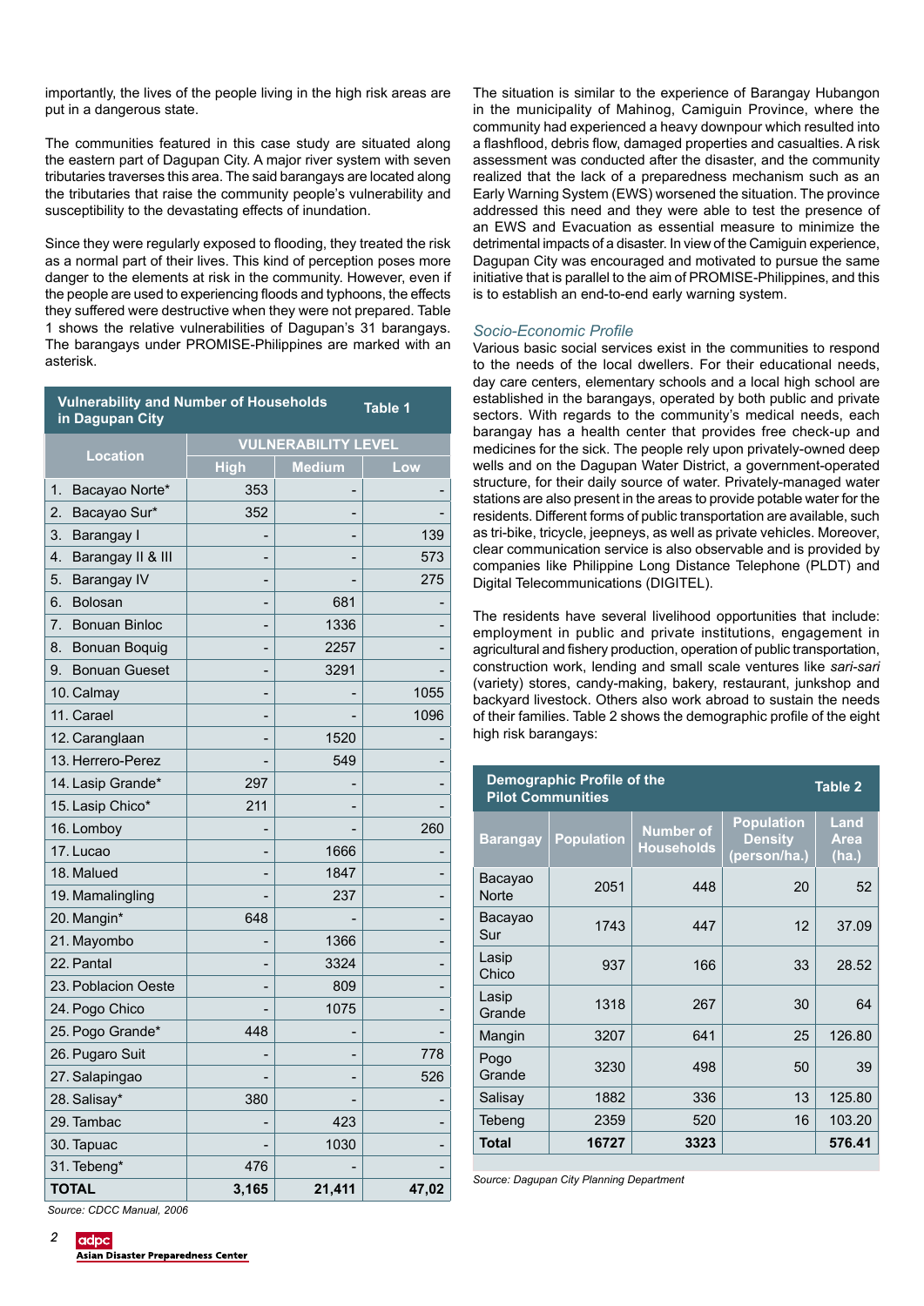importantly, the lives of the people living in the high risk areas are put in a dangerous state.

The communities featured in this case study are situated along the eastern part of Dagupan City. A major river system with seven tributaries traverses this area. The said barangays are located along the tributaries that raise the community people's vulnerability and susceptibility to the devastating effects of inundation.

Since they were regularly exposed to flooding, they treated the risk as a normal part of their lives. This kind of perception poses more danger to the elements at risk in the community. However, even if the people are used to experiencing floods and typhoons, the effects they suffered were destructive when they were not prepared. Table 1 shows the relative vulnerabilities of Dagupan's 31 barangays. The barangays under PROMISE-Philippines are marked with an asterisk.

**Table 1: Vulnerability and Number of Households in Dagupan City**

| Location | VULNERABILITY LEVEL | | |
|---|---|---|---|
| | High | Medium | Low |
| 1. Bacayao Norte* | 353 | - | - |
| 2. Bacayao Sur* | 352 | - | - |
| 3. Barangay I | - | - | 139 |
| 4. Barangay II & III | - | - | 573 |
| 5. Barangay IV | - | - | 275 |
| 6. Bolosan | - | 681 | - |
| 7. Bonuan Binloc | - | 1336 | - |
| 8. Bonuan Boquig | - | 2257 | - |
| 9. Bonuan Gueset | - | 3291 | - |
| 10. Calmay | - | - | 1055 |
| 11. Carael | - | - | 1096 |
| 12. Caranglaan | - | 1520 | - |
| 13. Herrero-Perez | - | 549 | - |
| 14. Lasip Grande* | 297 | - | - |
| 15. Lasip Chico* | 211 | - | - |
| 16. Lomboy | - | - | 260 |
| 17. Lucao | - | 1666 | - |
| 18. Malued | - | 1847 | - |
| 19. Mamalingling | - | 237 | - |
| 20. Mangin* | 648 | - | - |
| 21. Mayombo | - | 1366 | - |
| 22. Pantal | - | 3324 | - |
| 23. Poblacion Oeste | - | 809 | - |
| 24. Pogo Chico | - | 1075 | - |
| 25. Pogo Grande* | 448 | - | - |
| 26. Pugaro Suit | - | - | 778 |
| 27. Salapingao | - | - | 526 |
| 28. Salisay* | 380 | - | - |
| 29. Tambac | - | 423 | - |
| 30. Tapuac | - | 1030 | - |
| 31. Tebeng* | 476 | - | - |
| **TOTAL** | **3,165** | **21,411** | **47,02** |

*Source: CDCC Manual, 2006*

The situation is similar to the experience of Barangay Hubangon in the municipality of Mahinog, Camiguin Province, where the community had experienced a heavy downpour which resulted into a flashflood, debris flow, damaged properties and casualties. A risk assessment was conducted after the disaster, and the community realized that the lack of a preparedness mechanism such as an Early Warning System (EWS) worsened the situation. The province addressed this need and they were able to test the presence of an EWS and Evacuation as essential measure to minimize the detrimental impacts of a disaster. In view of the Camiguin experience, Dagupan City was encouraged and motivated to pursue the same initiative that is parallel to the aim of PROMISE-Philippines, and this is to establish an end-to-end early warning system.

### *Socio-Economic Profile*

Various basic social services exist in the communities to respond to the needs of the local dwellers. For their educational needs, day care centers, elementary schools and a local high school are established in the barangays, operated by both public and private sectors. With regards to the community's medical needs, each barangay has a health center that provides free check-up and medicines for the sick. The people rely upon privately-owned deep wells and on the Dagupan Water District, a government-operated structure, for their daily source of water. Privately-managed water stations are also present in the areas to provide potable water for the residents. Different forms of public transportation are available, such as tri-bike, tricycle, jeepneys, as well as private vehicles. Moreover, clear communication service is also observable and is provided by companies like Philippine Long Distance Telephone (PLDT) and Digital Telecommunications (DIGITEL).

The residents have several livelihood opportunities that include: employment in public and private institutions, engagement in agricultural and fishery production, operation of public transportation, construction work, lending and small scale ventures like *sari-sari* (variety) stores, candy-making, bakery, restaurant, junkshop and backyard livestock. Others also work abroad to sustain the needs of their families. Table 2 shows the demographic profile of the eight high risk barangays:

**Table 2: Demographic Profile of the Pilot Communities**

| Barangay | Population | Number of Households | Population Density (person/ha.) | Land Area (ha.) |
|---|---|---|---|---|
| Bacayao Norte | 2051 | 448 | 20 | 52 |
| Bacayao Sur | 1743 | 447 | 12 | 37.09 |
| Lasip Chico | 937 | 166 | 33 | 28.52 |
| Lasip Grande | 1318 | 267 | 30 | 64 |
| Mangin | 3207 | 641 | 25 | 126.80 |
| Pogo Grande | 3230 | 498 | 50 | 39 |
| Salisay | 1882 | 336 | 13 | 125.80 |
| Tebeng | 2359 | 520 | 16 | 103.20 |
| **Total** | **16727** | **3323** | | **576.41** |

*Source: Dagupan City Planning Department*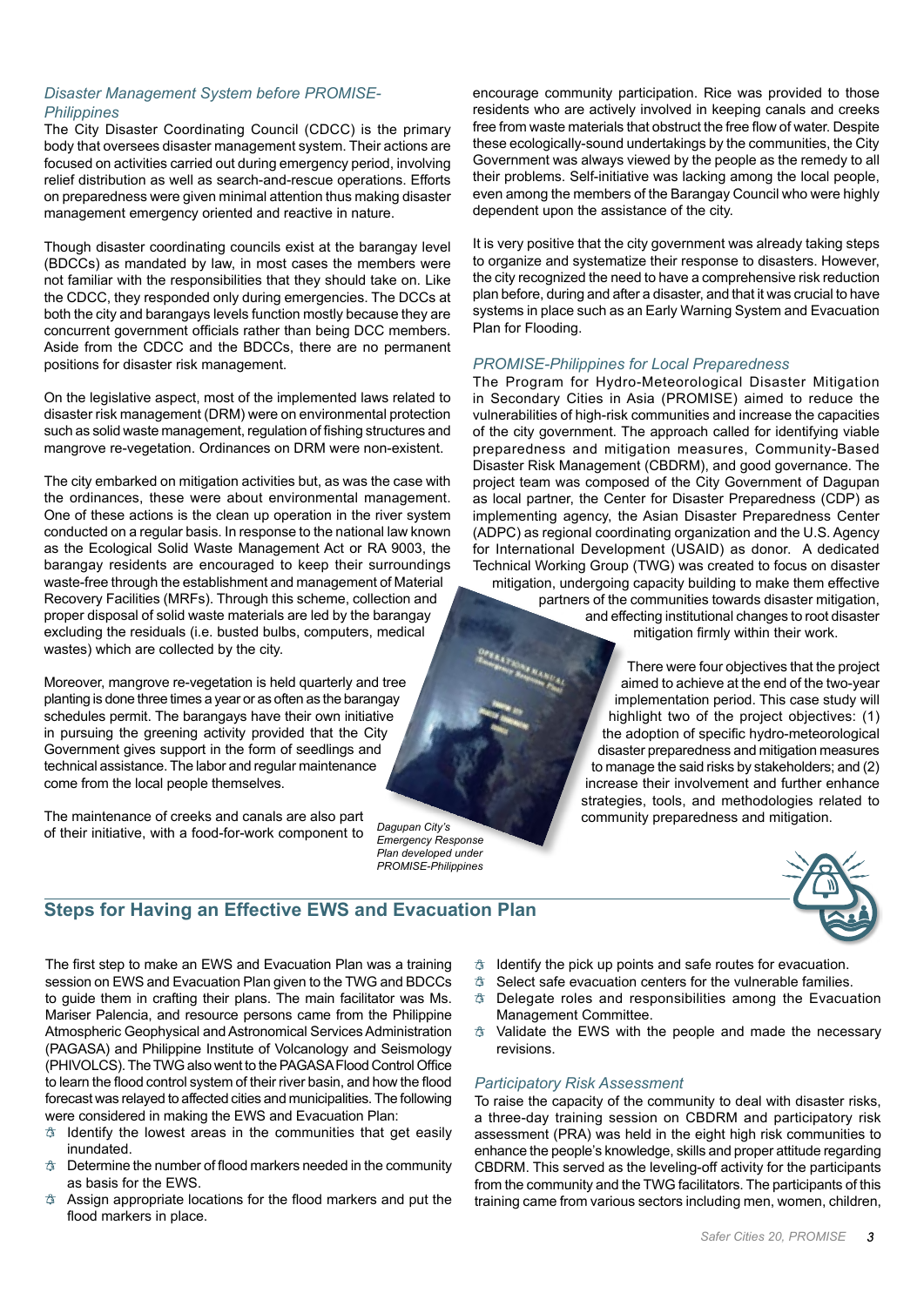### *Disaster Management System before PROMISE-Philippines*

The City Disaster Coordinating Council (CDCC) is the primary body that oversees disaster management system. Their actions are focused on activities carried out during emergency period, involving relief distribution as well as search-and-rescue operations. Efforts on preparedness were given minimal attention thus making disaster management emergency oriented and reactive in nature.

Though disaster coordinating councils exist at the barangay level (BDCCs) as mandated by law, in most cases the members were not familiar with the responsibilities that they should take on. Like the CDCC, they responded only during emergencies. The DCCs at both the city and barangays levels function mostly because they are concurrent government officials rather than being DCC members. Aside from the CDCC and the BDCCs, there are no permanent positions for disaster risk management.

On the legislative aspect, most of the implemented laws related to disaster risk management (DRM) were on environmental protection such as solid waste management, regulation of fishing structures and mangrove re-vegetation. Ordinances on DRM were non-existent.

The city embarked on mitigation activities but, as was the case with the ordinances, these were about environmental management. One of these actions is the clean up operation in the river system conducted on a regular basis. In response to the national law known as the Ecological Solid Waste Management Act or RA 9003, the barangay residents are encouraged to keep their surroundings waste-free through the establishment and management of Material Recovery Facilities (MRFs). Through this scheme, collection and proper disposal of solid waste materials are led by the barangay excluding the residuals (i.e. busted bulbs, computers, medical wastes) which are collected by the city.

Moreover, mangrove re-vegetation is held quarterly and tree planting is done three times a year or as often as the barangay schedules permit. The barangays have their own initiative in pursuing the greening activity provided that the City Government gives support in the form of seedlings and technical assistance. The labor and regular maintenance come from the local people themselves.

The maintenance of creeks and canals are also part of their initiative, with a food-for-work component to encourage community participation. Rice was provided to those residents who are actively involved in keeping canals and creeks free from waste materials that obstruct the free flow of water. Despite these ecologically-sound undertakings by the communities, the City Government was always viewed by the people as the remedy to all their problems. Self-initiative was lacking among the local people, even among the members of the Barangay Council who were highly dependent upon the assistance of the city.

It is very positive that the city government was already taking steps to organize and systematize their response to disasters. However, the city recognized the need to have a comprehensive risk reduction plan before, during and after a disaster, and that it was crucial to have systems in place such as an Early Warning System and Evacuation Plan for Flooding.

*Dagupan City's Emergency Response Plan developed under PROMISE-Philippines*

### *PROMISE-Philippines for Local Preparedness*

The Program for Hydro-Meteorological Disaster Mitigation in Secondary Cities in Asia (PROMISE) aimed to reduce the vulnerabilities of high-risk communities and increase the capacities of the city government. The approach called for identifying viable preparedness and mitigation measures, Community-Based Disaster Risk Management (CBDRM), and good governance. The project team was composed of the City Government of Dagupan as local partner, the Center for Disaster Preparedness (CDP) as implementing agency, the Asian Disaster Preparedness Center (ADPC) as regional coordinating organization and the U.S. Agency for International Development (USAID) as donor. A dedicated Technical Working Group (TWG) was created to focus on disaster mitigation, undergoing capacity building to make them effective partners of the communities towards disaster mitigation, and effecting institutional changes to root disaster mitigation firmly within their work.

There were four objectives that the project aimed to achieve at the end of the two-year implementation period. This case study will highlight two of the project objectives: (1) the adoption of specific hydro-meteorological disaster preparedness and mitigation measures to manage the said risks by stakeholders; and (2) increase their involvement and further enhance strategies, tools, and methodologies related to community preparedness and mitigation.

## Steps for Having an Effective EWS and Evacuation Plan

The first step to make an EWS and Evacuation Plan was a training session on EWS and Evacuation Plan given to the TWG and BDCCs to guide them in crafting their plans. The main facilitator was Ms. Mariser Palencia, and resource persons came from the Philippine Atmospheric Geophysical and Astronomical Services Administration (PAGASA) and Philippine Institute of Volcanology and Seismology (PHIVOLCS). The TWG also went to the PAGASA Flood Control Office to learn the flood control system of their river basin, and how the flood forecast was relayed to affected cities and municipalities. The following were considered in making the EWS and Evacuation Plan:

- Identify the lowest areas in the communities that get easily inundated.
- Determine the number of flood markers needed in the community as basis for the EWS.
- Assign appropriate locations for the flood markers and put the flood markers in place.
- Identify the pick up points and safe routes for evacuation.
- Select safe evacuation centers for the vulnerable families.
- Delegate roles and responsibilities among the Evacuation Management Committee.
- Validate the EWS with the people and made the necessary revisions.

### *Participatory Risk Assessment*

To raise the capacity of the community to deal with disaster risks, a three-day training session on CBDRM and participatory risk assessment (PRA) was held in the eight high risk communities to enhance the people's knowledge, skills and proper attitude regarding CBDRM. This served as the leveling-off activity for the participants from the community and the TWG facilitators. The participants of this training came from various sectors including men, women, children,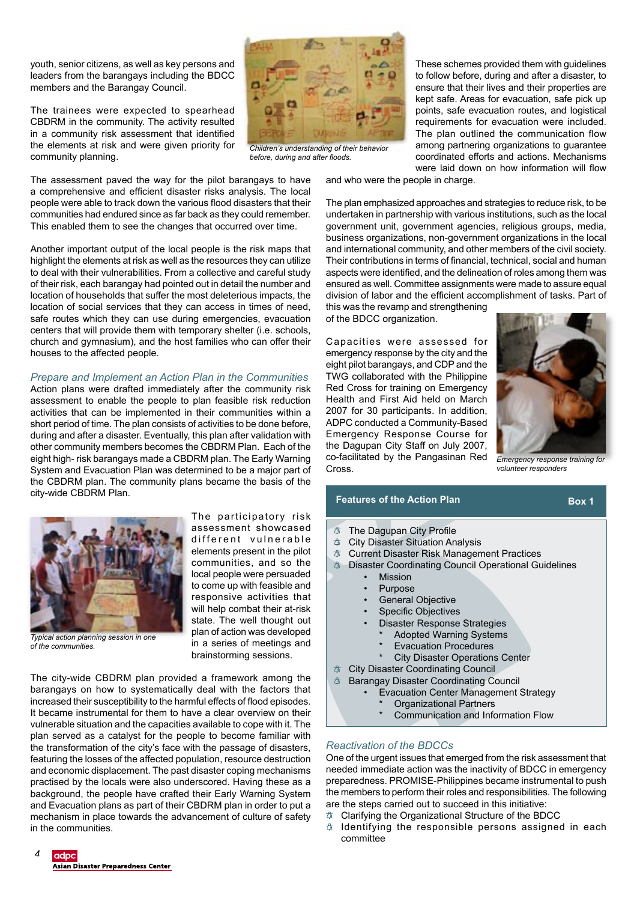youth, senior citizens, as well as key persons and leaders from the barangays including the BDCC members and the Barangay Council.

The trainees were expected to spearhead CBDRM in the community. The activity resulted in a community risk assessment that identified the elements at risk and were given priority for community planning.

*Children's understanding of their behavior before, during and after floods.*

These schemes provided them with guidelines to follow before, during and after a disaster, to ensure that their lives and their properties are kept safe. Areas for evacuation, safe pick up points, safe evacuation routes, and logistical requirements for evacuation were included. The plan outlined the communication flow among partnering organizations to guarantee coordinated efforts and actions. Mechanisms were laid down on how information will flow and who were the people in charge.

The assessment paved the way for the pilot barangays to have a comprehensive and efficient disaster risks analysis. The local people were able to track down the various flood disasters that their communities had endured since as far back as they could remember. This enabled them to see the changes that occurred over time.

Another important output of the local people is the risk maps that highlight the elements at risk as well as the resources they can utilize to deal with their vulnerabilities. From a collective and careful study of their risk, each barangay had pointed out in detail the number and location of households that suffer the most deleterious impacts, the location of social services that they can access in times of need, safe routes which they can use during emergencies, evacuation centers that will provide them with temporary shelter (i.e. schools, church and gymnasium), and the host families who can offer their houses to the affected people.

### *Prepare and Implement an Action Plan in the Communities*

Action plans were drafted immediately after the community risk assessment to enable the people to plan feasible risk reduction activities that can be implemented in their communities within a short period of time. The plan consists of activities to be done before, during and after a disaster. Eventually, this plan after validation with other community members becomes the CBDRM Plan. Each of the eight high- risk barangays made a CBDRM plan. The Early Warning System and Evacuation Plan was determined to be a major part of the CBDRM plan. The community plans became the basis of the city-wide CBDRM Plan.

*Typical action planning session in one of the communities.*

The participatory risk assessment showcased different vulnerable elements present in the pilot communities, and so the local people were persuaded to come up with feasible and responsive activities that will help combat their at-risk state. The well thought out plan of action was developed in a series of meetings and brainstorming sessions.

The city-wide CBDRM plan provided a framework among the barangays on how to systematically deal with the factors that increased their susceptibility to the harmful effects of flood episodes. It became instrumental for them to have a clear overview on their vulnerable situation and the capacities available to cope with it. The plan served as a catalyst for the people to become familiar with the transformation of the city's face with the passage of disasters, featuring the losses of the affected population, resource destruction and economic displacement. The past disaster coping mechanisms practised by the locals were also underscored. Having these as a background, the people have crafted their Early Warning System and Evacuation plans as part of their CBDRM plan in order to put a mechanism in place towards the advancement of culture of safety in the communities.

The plan emphasized approaches and strategies to reduce risk, to be undertaken in partnership with various institutions, such as the local government unit, government agencies, religious groups, media, business organizations, non-government organizations in the local and international community, and other members of the civil society. Their contributions in terms of financial, technical, social and human aspects were identified, and the delineation of roles among them was ensured as well. Committee assignments were made to assure equal division of labor and the efficient accomplishment of tasks. Part of this was the revamp and strengthening of the BDCC organization.

Capacities were assessed for emergency response by the city and the eight pilot barangays, and CDP and the TWG collaborated with the Philippine Red Cross for training on Emergency Health and First Aid held on March 2007 for 30 participants. In addition, ADPC conducted a Community-Based Emergency Response Course for the Dagupan City Staff on July 2007, co-facilitated by the Pangasinan Red Cross.

*Emergency response training for volunteer responders*

**Features of the Action Plan** — **Box 1**

- The Dagupan City Profile
- City Disaster Situation Analysis
- Current Disaster Risk Management Practices
- Disaster Coordinating Council Operational Guidelines
  - Mission
  - Purpose
  - General Objective
  - Specific Objectives
  - Disaster Response Strategies
    - \* Adopted Warning Systems
    - \* Evacuation Procedures
    - \* City Disaster Operations Center
- City Disaster Coordinating Council
- Barangay Disaster Coordinating Council
  - Evacuation Center Management Strategy
    - \* Organizational Partners
    - \* Communication and Information Flow

### *Reactivation of the BDCCs*

One of the urgent issues that emerged from the risk assessment that needed immediate action was the inactivity of BDCC in emergency preparedness. PROMISE-Philippines became instrumental to push the members to perform their roles and responsibilities. The following are the steps carried out to succeed in this initiative:

- Clarifying the Organizational Structure of the BDCC
- Identifying the responsible persons assigned in each committee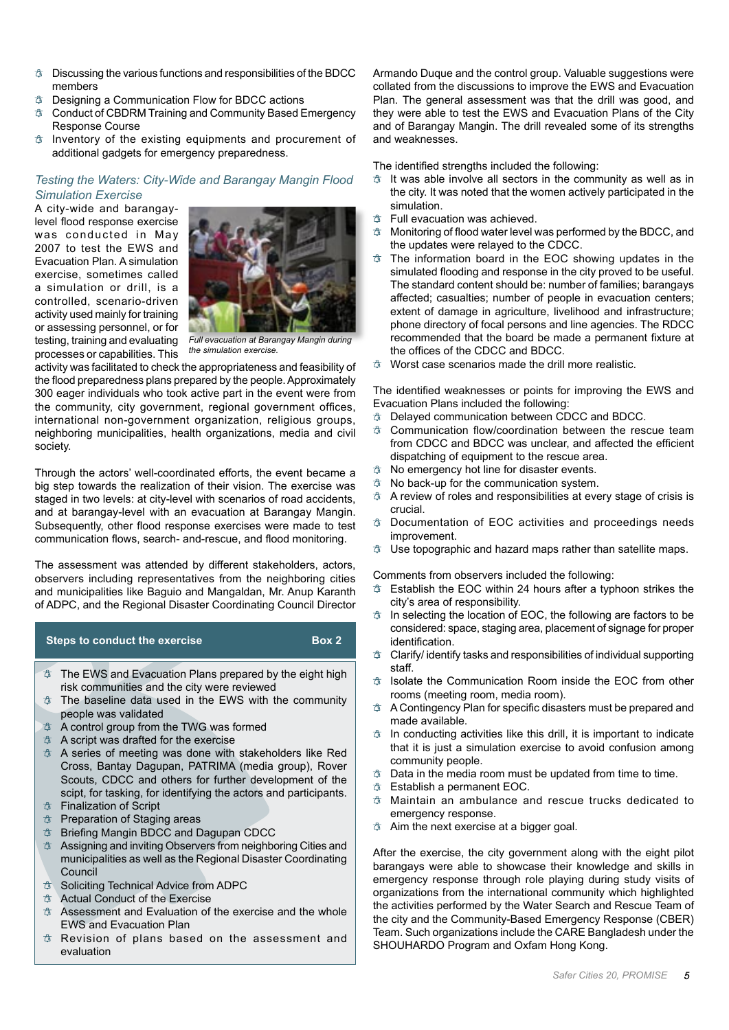- Discussing the various functions and responsibilities of the BDCC members
- Designing a Communication Flow for BDCC actions
- Conduct of CBDRM Training and Community Based Emergency Response Course
- Inventory of the existing equipments and procurement of additional gadgets for emergency preparedness.

### *Testing the Waters: City-Wide and Barangay Mangin Flood Simulation Exercise*

A city-wide and barangay-level flood response exercise was conducted in May 2007 to test the EWS and Evacuation Plan. A simulation exercise, sometimes called a simulation or drill, is a controlled, scenario-driven activity used mainly for training or assessing personnel, or for testing, training and evaluating processes or capabilities. This activity was facilitated to check the appropriateness and feasibility of the flood preparedness plans prepared by the people. Approximately 300 eager individuals who took active part in the event were from the community, city government, regional government offices, international non-government organization, religious groups, neighboring municipalities, health organizations, media and civil society.

*Full evacuation at Barangay Mangin during the simulation exercise.*

Through the actors' well-coordinated efforts, the event became a big step towards the realization of their vision. The exercise was staged in two levels: at city-level with scenarios of road accidents, and at barangay-level with an evacuation at Barangay Mangin. Subsequently, other flood response exercises were made to test communication flows, search- and-rescue, and flood monitoring.

The assessment was attended by different stakeholders, actors, observers including representatives from the neighboring cities and municipalities like Baguio and Mangaldan, Mr. Anup Karanth of ADPC, and the Regional Disaster Coordinating Council Director Armando Duque and the control group. Valuable suggestions were collated from the discussions to improve the EWS and Evacuation Plan. The general assessment was that the drill was good, and they were able to test the EWS and Evacuation Plans of the City and of Barangay Mangin. The drill revealed some of its strengths and weaknesses.

The identified strengths included the following:

- It was able involve all sectors in the community as well as in the city. It was noted that the women actively participated in the simulation.
- Full evacuation was achieved.
- Monitoring of flood water level was performed by the BDCC, and the updates were relayed to the CDCC.
- The information board in the EOC showing updates in the simulated flooding and response in the city proved to be useful. The standard content should be: number of families; barangays affected; casualties; number of people in evacuation centers; extent of damage in agriculture, livelihood and infrastructure; phone directory of focal persons and line agencies. The RDCC recommended that the board be made a permanent fixture at the offices of the CDCC and BDCC.
- Worst case scenarios made the drill more realistic.

The identified weaknesses or points for improving the EWS and Evacuation Plans included the following:

- Delayed communication between CDCC and BDCC.
- Communication flow/coordination between the rescue team from CDCC and BDCC was unclear, and affected the efficient dispatching of equipment to the rescue area.
- No emergency hot line for disaster events.
- No back-up for the communication system.
- A review of roles and responsibilities at every stage of crisis is crucial.
- Documentation of EOC activities and proceedings needs improvement.
- Use topographic and hazard maps rather than satellite maps.

Comments from observers included the following:

- Establish the EOC within 24 hours after a typhoon strikes the city's area of responsibility.
- In selecting the location of EOC, the following are factors to be considered: space, staging area, placement of signage for proper identification.
- Clarify/ identify tasks and responsibilities of individual supporting staff.
- Isolate the Communication Room inside the EOC from other rooms (meeting room, media room).
- A Contingency Plan for specific disasters must be prepared and made available.
- In conducting activities like this drill, it is important to indicate that it is just a simulation exercise to avoid confusion among community people.
- Data in the media room must be updated from time to time.
- Establish a permanent EOC.
- Maintain an ambulance and rescue trucks dedicated to emergency response.
- Aim the next exercise at a bigger goal.

After the exercise, the city government along with the eight pilot barangays were able to showcase their knowledge and skills in emergency response through role playing during study visits of organizations from the international community which highlighted the activities performed by the Water Search and Rescue Team of the city and the Community-Based Emergency Response (CBER) Team. Such organizations include the CARE Bangladesh under the SHOUHARDO Program and Oxfam Hong Kong.

**Steps to conduct the exercise — Box 2**

- The EWS and Evacuation Plans prepared by the eight high risk communities and the city were reviewed
- The baseline data used in the EWS with the community people was validated
- A control group from the TWG was formed
- A script was drafted for the exercise
- A series of meeting was done with stakeholders like Red Cross, Bantay Dagupan, PATRIMA (media group), Rover Scouts, CDCC and others for further development of the scipt, for tasking, for identifying the actors and participants.
- Finalization of Script
- Preparation of Staging areas
- Briefing Mangin BDCC and Dagupan CDCC
- Assigning and inviting Observers from neighboring Cities and municipalities as well as the Regional Disaster Coordinating Council
- Soliciting Technical Advice from ADPC
- Actual Conduct of the Exercise
- Assessment and Evaluation of the exercise and the whole EWS and Evacuation Plan
- Revision of plans based on the assessment and evaluation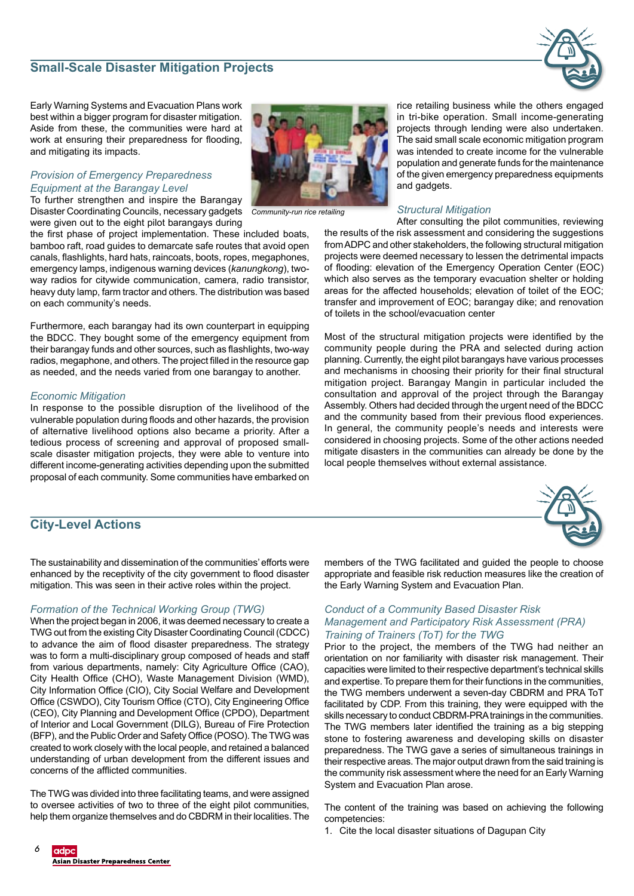## Small-Scale Disaster Mitigation Projects

Early Warning Systems and Evacuation Plans work best within a bigger program for disaster mitigation. Aside from these, the communities were hard at work at ensuring their preparedness for flooding, and mitigating its impacts.

### *Provision of Emergency Preparedness Equipment at the Barangay Level*

To further strengthen and inspire the Barangay Disaster Coordinating Councils, necessary gadgets were given out to the eight pilot barangays during the first phase of project implementation. These included boats, bamboo raft, road guides to demarcate safe routes that avoid open canals, flashlights, hard hats, raincoats, boots, ropes, megaphones, emergency lamps, indigenous warning devices (*kanungkong*), two-way radios for citywide communication, camera, radio transistor, heavy duty lamp, farm tractor and others. The distribution was based on each community's needs.

Furthermore, each barangay had its own counterpart in equipping the BDCC. They bought some of the emergency equipment from their barangay funds and other sources, such as flashlights, two-way radios, megaphone, and others. The project filled in the resource gap as needed, and the needs varied from one barangay to another.

*Community-run rice retailing*

### *Economic Mitigation*

In response to the possible disruption of the livelihood of the vulnerable population during floods and other hazards, the provision of alternative livelihood options also became a priority. After a tedious process of screening and approval of proposed small-scale disaster mitigation projects, they were able to venture into different income-generating activities depending upon the submitted proposal of each community. Some communities have embarked on rice retailing business while the others engaged in tri-bike operation. Small income-generating projects through lending were also undertaken. The said small scale economic mitigation program was intended to create income for the vulnerable population and generate funds for the maintenance of the given emergency preparedness equipments and gadgets.

### *Structural Mitigation*

After consulting the pilot communities, reviewing the results of the risk assessment and considering the suggestions from ADPC and other stakeholders, the following structural mitigation projects were deemed necessary to lessen the detrimental impacts of flooding: elevation of the Emergency Operation Center (EOC) which also serves as the temporary evacuation shelter or holding areas for the affected households; elevation of toilet of the EOC; transfer and improvement of EOC; barangay dike; and renovation of toilets in the school/evacuation center

Most of the structural mitigation projects were identified by the community people during the PRA and selected during action planning. Currently, the eight pilot barangays have various processes and mechanisms in choosing their priority for their final structural mitigation project. Barangay Mangin in particular included the consultation and approval of the project through the Barangay Assembly. Others had decided through the urgent need of the BDCC and the community based from their previous flood experiences. In general, the community people's needs and interests were considered in choosing projects. Some of the other actions needed mitigate disasters in the communities can already be done by the local people themselves without external assistance.

## City-Level Actions

The sustainability and dissemination of the communities' efforts were enhanced by the receptivity of the city government to flood disaster mitigation. This was seen in their active roles within the project.

### *Formation of the Technical Working Group (TWG)*

When the project began in 2006, it was deemed necessary to create a TWG out from the existing City Disaster Coordinating Council (CDCC) to advance the aim of flood disaster preparedness. The strategy was to form a multi-disciplinary group composed of heads and staff from various departments, namely: City Agriculture Office (CAO), City Health Office (CHO), Waste Management Division (WMD), City Information Office (CIO), City Social Welfare and Development Office (CSWDO), City Tourism Office (CTO), City Engineering Office (CEO), City Planning and Development Office (CPDO), Department of Interior and Local Government (DILG), Bureau of Fire Protection (BFP), and the Public Order and Safety Office (POSO). The TWG was created to work closely with the local people, and retained a balanced understanding of urban development from the different issues and concerns of the afflicted communities.

The TWG was divided into three facilitating teams, and were assigned to oversee activities of two to three of the eight pilot communities, help them organize themselves and do CBDRM in their localities. The members of the TWG facilitated and guided the people to choose appropriate and feasible risk reduction measures like the creation of the Early Warning System and Evacuation Plan.

### *Conduct of a Community Based Disaster Risk Management and Participatory Risk Assessment (PRA) Training of Trainers (ToT) for the TWG*

Prior to the project, the members of the TWG had neither an orientation on nor familiarity with disaster risk management. Their capacities were limited to their respective department's technical skills and expertise. To prepare them for their functions in the communities, the TWG members underwent a seven-day CBDRM and PRA ToT facilitated by CDP. From this training, they were equipped with the skills necessary to conduct CBDRM-PRA trainings in the communities. The TWG members later identified the training as a big stepping stone to fostering awareness and developing skills on disaster preparedness. The TWG gave a series of simultaneous trainings in their respective areas. The major output drawn from the said training is the community risk assessment where the need for an Early Warning System and Evacuation Plan arose.

The content of the training was based on achieving the following competencies:

1. Cite the local disaster situations of Dagupan City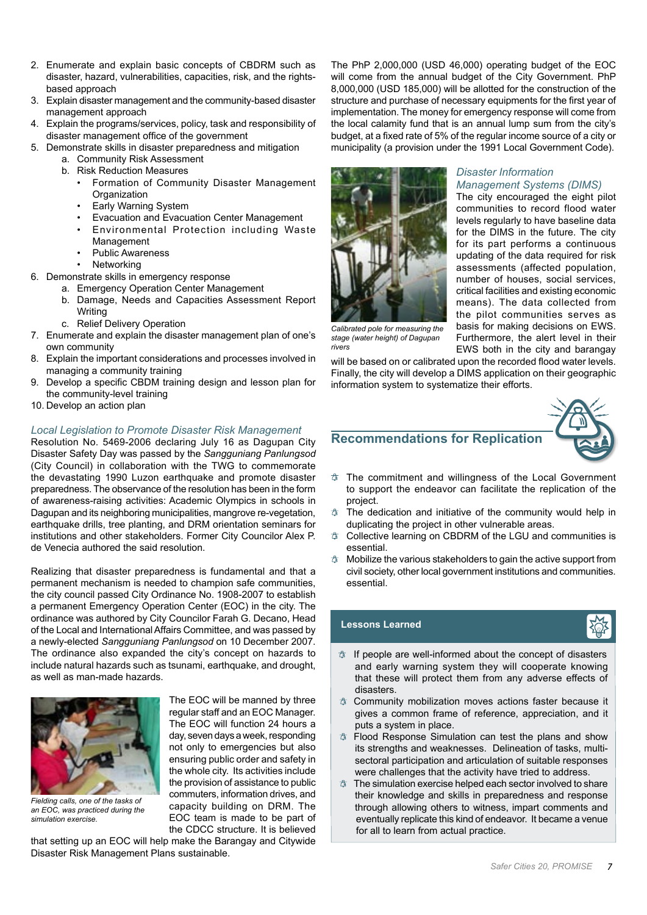2. Enumerate and explain basic concepts of CBDRM such as disaster, hazard, vulnerabilities, capacities, risk, and the rights-based approach
3. Explain disaster management and the community-based disaster management approach
4. Explain the programs/services, policy, task and responsibility of disaster management office of the government
5. Demonstrate skills in disaster preparedness and mitigation
   a. Community Risk Assessment
   b. Risk Reduction Measures
      - Formation of Community Disaster Management Organization
      - Early Warning System
      - Evacuation and Evacuation Center Management
      - Environmental Protection including Waste Management
      - Public Awareness
      - Networking
6. Demonstrate skills in emergency response
   a. Emergency Operation Center Management
   b. Damage, Needs and Capacities Assessment Report Writing
   c. Relief Delivery Operation
7. Enumerate and explain the disaster management plan of one's own community
8. Explain the important considerations and processes involved in managing a community training
9. Develop a specific CBDM training design and lesson plan for the community-level training
10. Develop an action plan

### *Local Legislation to Promote Disaster Risk Management*

Resolution No. 5469-2006 declaring July 16 as Dagupan City Disaster Safety Day was passed by the *Sangguniang Panlungsod* (City Council) in collaboration with the TWG to commemorate the devastating 1990 Luzon earthquake and promote disaster preparedness. The observance of the resolution has been in the form of awareness-raising activities: Academic Olympics in schools in Dagupan and its neighboring municipalities, mangrove re-vegetation, earthquake drills, tree planting, and DRM orientation seminars for institutions and other stakeholders. Former City Councilor Alex P. de Venecia authored the said resolution.

Realizing that disaster preparedness is fundamental and that a permanent mechanism is needed to champion safe communities, the city council passed City Ordinance No. 1908-2007 to establish a permanent Emergency Operation Center (EOC) in the city. The ordinance was authored by City Councilor Farah G. Decano, Head of the Local and International Affairs Committee, and was passed by a newly-elected *Sangguniang Panlungsod* on 10 December 2007. The ordinance also expanded the city's concept on hazards to include natural hazards such as tsunami, earthquake, and drought, as well as man-made hazards.

*Fielding calls, one of the tasks of an EOC, was practiced during the simulation exercise.*

The EOC will be manned by three regular staff and an EOC Manager. The EOC will function 24 hours a day, seven days a week, responding not only to emergencies but also ensuring public order and safety in the whole city. Its activities include the provision of assistance to public commuters, information drives, and capacity building on DRM. The EOC team is made to be part of the CDCC structure. It is believed that setting up an EOC will help make the Barangay and Citywide Disaster Risk Management Plans sustainable.

The PhP 2,000,000 (USD 46,000) operating budget of the EOC will come from the annual budget of the City Government. PhP 8,000,000 (USD 185,000) will be allotted for the construction of the structure and purchase of necessary equipments for the first year of implementation. The money for emergency response will come from the local calamity fund that is an annual lump sum from the city's budget, at a fixed rate of 5% of the regular income source of a city or municipality (a provision under the 1991 Local Government Code).

### *Disaster Information Management Systems (DIMS)*

*Calibrated pole for measuring the stage (water height) of Dagupan rivers*

The city encouraged the eight pilot communities to record flood water levels regularly to have baseline data for the DIMS in the future. The city for its part performs a continuous updating of the data required for risk assessments (affected population, number of houses, social services, critical facilities and existing economic means). The data collected from the pilot communities serves as basis for making decisions on EWS. Furthermore, the alert level in their EWS both in the city and barangay will be based on or calibrated upon the recorded flood water levels. Finally, the city will develop a DIMS application on their geographic information system to systematize their efforts.

## Recommendations for Replication

- The commitment and willingness of the Local Government to support the endeavor can facilitate the replication of the project.
- The dedication and initiative of the community would help in duplicating the project in other vulnerable areas.
- Collective learning on CBDRM of the LGU and communities is essential.
- Mobilize the various stakeholders to gain the active support from civil society, other local government institutions and communities. essential.

**Lessons Learned**

- If people are well-informed about the concept of disasters and early warning system they will cooperate knowing that these will protect them from any adverse effects of disasters.
- Community mobilization moves actions faster because it gives a common frame of reference, appreciation, and it puts a system in place.
- Flood Response Simulation can test the plans and show its strengths and weaknesses. Delineation of tasks, multi-sectoral participation and articulation of suitable responses were challenges that the activity have tried to address.
- The simulation exercise helped each sector involved to share their knowledge and skills in preparedness and response through allowing others to witness, impart comments and eventually replicate this kind of endeavor. It became a venue for all to learn from actual practice.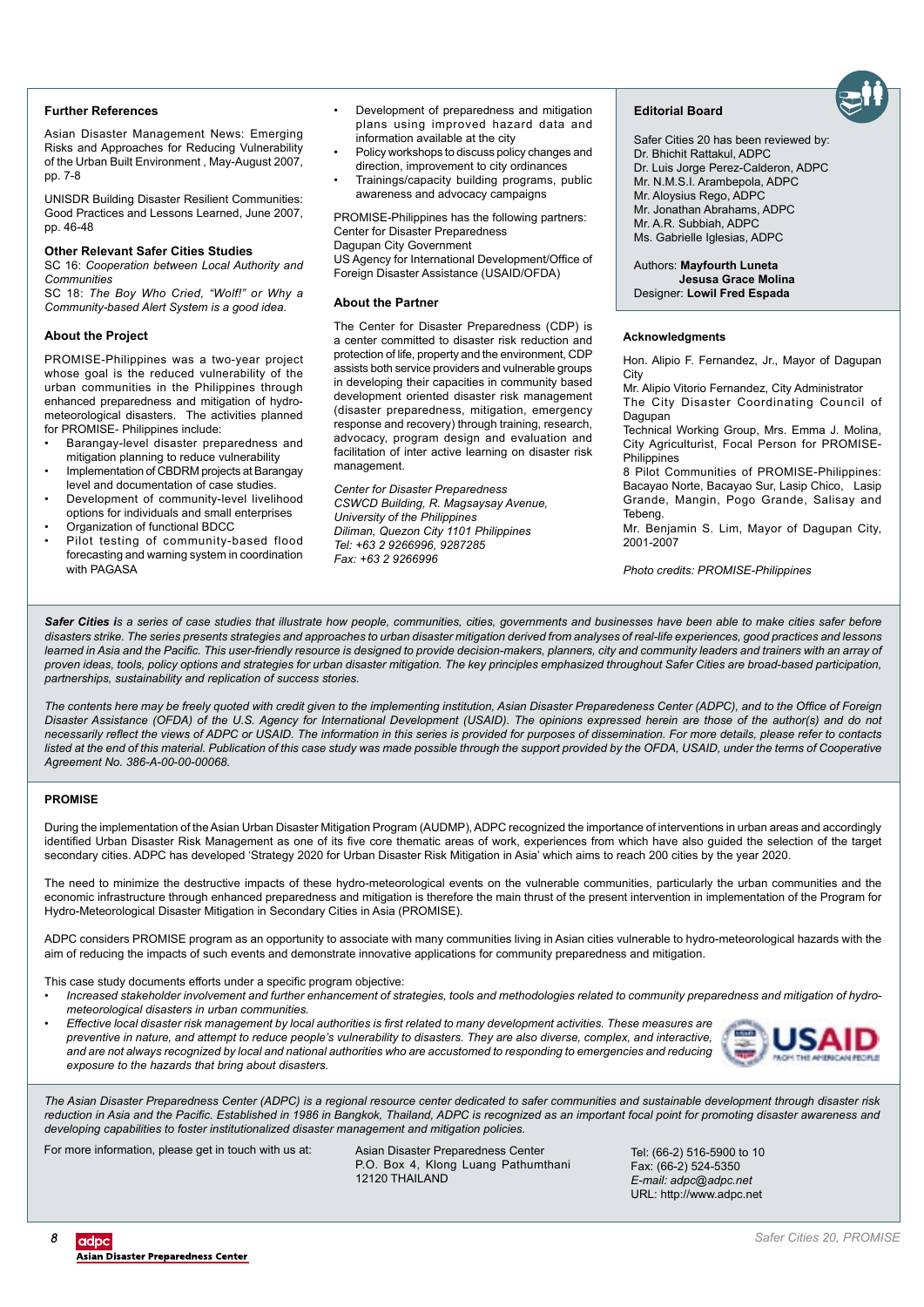## Further References

Asian Disaster Management News: Emerging Risks and Approaches for Reducing Vulnerability of the Urban Built Environment , May-August 2007, pp. 7-8

UNISDR Building Disaster Resilient Communities: Good Practices and Lessons Learned, June 2007, pp. 46-48

## Other Relevant Safer Cities Studies

SC 16: *Cooperation between Local Authority and Communities*

SC 18: *The Boy Who Cried, "Wolf!" or Why a Community-based Alert System is a good idea.*

## About the Project

PROMISE-Philippines was a two-year project whose goal is the reduced vulnerability of the urban communities in the Philippines through enhanced preparedness and mitigation of hydro-meteorological disasters. The activities planned for PROMISE- Philippines include:

- Barangay-level disaster preparedness and mitigation planning to reduce vulnerability
- Implementation of CBDRM projects at Barangay level and documentation of case studies.
- Development of community-level livelihood options for individuals and small enterprises
- Organization of functional BDCC
- Pilot testing of community-based flood forecasting and warning system in coordination with PAGASA
- Development of preparedness and mitigation plans using improved hazard data and information available at the city
- Policy workshops to discuss policy changes and direction, improvement to city ordinances
- Trainings/capacity building programs, public awareness and advocacy campaigns

PROMISE-Philippines has the following partners:
Center for Disaster Preparedness
Dagupan City Government
US Agency for International Development/Office of Foreign Disaster Assistance (USAID/OFDA)

## About the Partner

The Center for Disaster Preparedness (CDP) is a center committed to disaster risk reduction and protection of life, property and the environment, CDP assists both service providers and vulnerable groups in developing their capacities in community based development oriented disaster risk management (disaster preparedness, mitigation, emergency response and recovery) through training, research, advocacy, program design and evaluation and facilitation of inter active learning on disaster risk management.

*Center for Disaster Preparedness*
*CSWCD Building, R. Magsaysay Avenue,*
*University of the Philippines*
*Diliman, Quezon City 1101 Philippines*
*Tel: +63 2 9266996, 9287285*
*Fax: +63 2 9266996*

## Editorial Board

Safer Cities 20 has been reviewed by:
Dr. Bhichit Rattakul, ADPC
Dr. Luis Jorge Perez-Calderon, ADPC
Mr. N.M.S.I. Arambepola, ADPC
Mr. Aloysius Rego, ADPC
Mr. Jonathan Abrahams, ADPC
Mr. A.R. Subbiah, ADPC
Ms. Gabrielle Iglesias, ADPC

Authors: **Mayfourth Luneta**
**Jesusa Grace Molina**
Designer: **Lowil Fred Espada**

## Acknowledgments

Hon. Alipio F. Fernandez, Jr., Mayor of Dagupan City
Mr. Alipio Vitorio Fernandez, City Administrator
The City Disaster Coordinating Council of Dagupan
Technical Working Group, Mrs. Emma J. Molina, City Agriculturist, Focal Person for PROMISE-Philippines
8 Pilot Communities of PROMISE-Philippines: Bacayao Norte, Bacayao Sur, Lasip Chico, Lasip Grande, Mangin, Pogo Grande, Salisay and Tebeng.
Mr. Benjamin S. Lim, Mayor of Dagupan City, 2001-2007

*Photo credits: PROMISE-Philippines*

***Safer Cities i****s a series of case studies that illustrate how people, communities, cities, governments and businesses have been able to make cities safer before disasters strike. The series presents strategies and approaches to urban disaster mitigation derived from analyses of real-life experiences, good practices and lessons learned in Asia and the Pacific. This user-friendly resource is designed to provide decision-makers, planners, city and community leaders and trainers with an array of proven ideas, tools, policy options and strategies for urban disaster mitigation. The key principles emphasized throughout Safer Cities are broad-based participation, partnerships, sustainability and replication of success stories.*

*The contents here may be freely quoted with credit given to the implementing institution, Asian Disaster Preparedness Center (ADPC), and to the Office of Foreign Disaster Assistance (OFDA) of the U.S. Agency for International Development (USAID). The opinions expressed herein are those of the author(s) and do not necessarily reflect the views of ADPC or USAID. The information in this series is provided for purposes of dissemination. For more details, please refer to contacts listed at the end of this material. Publication of this case study was made possible through the support provided by the OFDA, USAID, under the terms of Cooperative Agreement No. 386-A-00-00-00068.*

## PROMISE

During the implementation of the Asian Urban Disaster Mitigation Program (AUDMP), ADPC recognized the importance of interventions in urban areas and accordingly identified Urban Disaster Risk Management as one of its five core thematic areas of work, experiences from which have also guided the selection of the target secondary cities. ADPC has developed 'Strategy 2020 for Urban Disaster Risk Mitigation in Asia' which aims to reach 200 cities by the year 2020.

The need to minimize the destructive impacts of these hydro-meteorological events on the vulnerable communities, particularly the urban communities and the economic infrastructure through enhanced preparedness and mitigation is therefore the main thrust of the present intervention in implementation of the Program for Hydro-Meteorological Disaster Mitigation in Secondary Cities in Asia (PROMISE).

ADPC considers PROMISE program as an opportunity to associate with many communities living in Asian cities vulnerable to hydro-meteorological hazards with the aim of reducing the impacts of such events and demonstrate innovative applications for community preparedness and mitigation.

This case study documents efforts under a specific program objective:

- *Increased stakeholder involvement and further enhancement of strategies, tools and methodologies related to community preparedness and mitigation of hydro-meteorological disasters in urban communities.*
- *Effective local disaster risk management by local authorities is first related to many development activities. These measures are preventive in nature, and attempt to reduce people's vulnerability to disasters. They are also diverse, complex, and interactive, and are not always recognized by local and national authorities who are accustomed to responding to emergencies and reducing exposure to the hazards that bring about disasters.*

USAID
FROM THE AMERICAN PEOPLE

*The Asian Disaster Preparedness Center (ADPC) is a regional resource center dedicated to safer communities and sustainable development through disaster risk reduction in Asia and the Pacific. Established in 1986 in Bangkok, Thailand, ADPC is recognized as an important focal point for promoting disaster awareness and developing capabilities to foster institutionalized disaster management and mitigation policies.*

For more information, please get in touch with us at:

Asian Disaster Preparedness Center
P.O. Box 4, Klong Luang Pathumthani
12120 THAILAND

Tel: (66-2) 516-5900 to 10
Fax: (66-2) 524-5350
*E-mail: adpc@adpc.net*
URL: http://www.adpc.net

adpc
Asian Disaster Preparedness Center